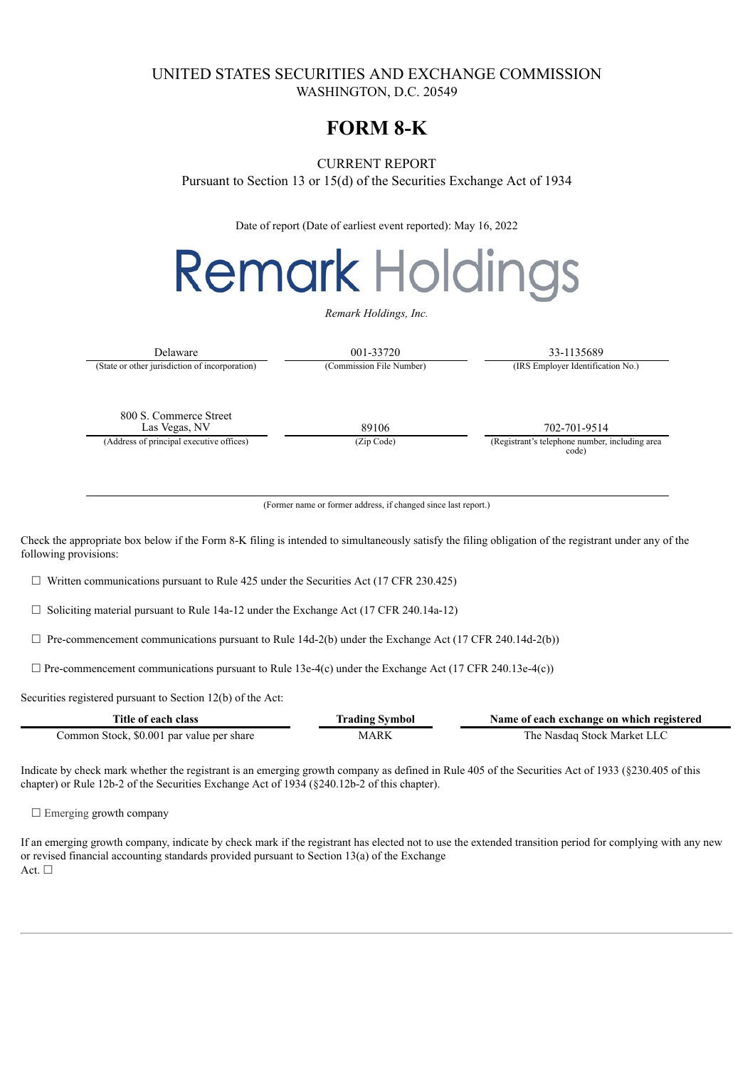# UNITED STATES SECURITIES AND EXCHANGE COMMISSION

WASHINGTON, D.C. 20549

# FORM 8-K

CURRENT REPORT

Pursuant to Section 13 or 15(d) of the Securities Exchange Act of 1934

Date of report (Date of earliest event reported): May 16, 2022

Remark Holdings

*Remark Holdings, Inc.*

| Delaware | 001-33720 | 33-1135689 |
|---|---|---|
| (State or other jurisdiction of incorporation) | (Commission File Number) | (IRS Employer Identification No.) |

| 800 S. Commerce Street<br>Las Vegas, NV | 89106 | 702-701-9514 |
|---|---|---|
| (Address of principal executive offices) | (Zip Code) | (Registrant's telephone number, including area code) |

(Former name or former address, if changed since last report.)

Check the appropriate box below if the Form 8-K filing is intended to simultaneously satisfy the filing obligation of the registrant under any of the following provisions:

☐ Written communications pursuant to Rule 425 under the Securities Act (17 CFR 230.425)

☐ Soliciting material pursuant to Rule 14a-12 under the Exchange Act (17 CFR 240.14a-12)

☐ Pre-commencement communications pursuant to Rule 14d-2(b) under the Exchange Act (17 CFR 240.14d-2(b))

☐ Pre-commencement communications pursuant to Rule 13e-4(c) under the Exchange Act (17 CFR 240.13e-4(c))

Securities registered pursuant to Section 12(b) of the Act:

| Title of each class | Trading Symbol | Name of each exchange on which registered |
|---|---|---|
| Common Stock, $0.001 par value per share | MARK | The Nasdaq Stock Market LLC |

Indicate by check mark whether the registrant is an emerging growth company as defined in Rule 405 of the Securities Act of 1933 (§230.405 of this chapter) or Rule 12b-2 of the Securities Exchange Act of 1934 (§240.12b-2 of this chapter).

☐ Emerging growth company

If an emerging growth company, indicate by check mark if the registrant has elected not to use the extended transition period for complying with any new or revised financial accounting standards provided pursuant to Section 13(a) of the Exchange Act. ☐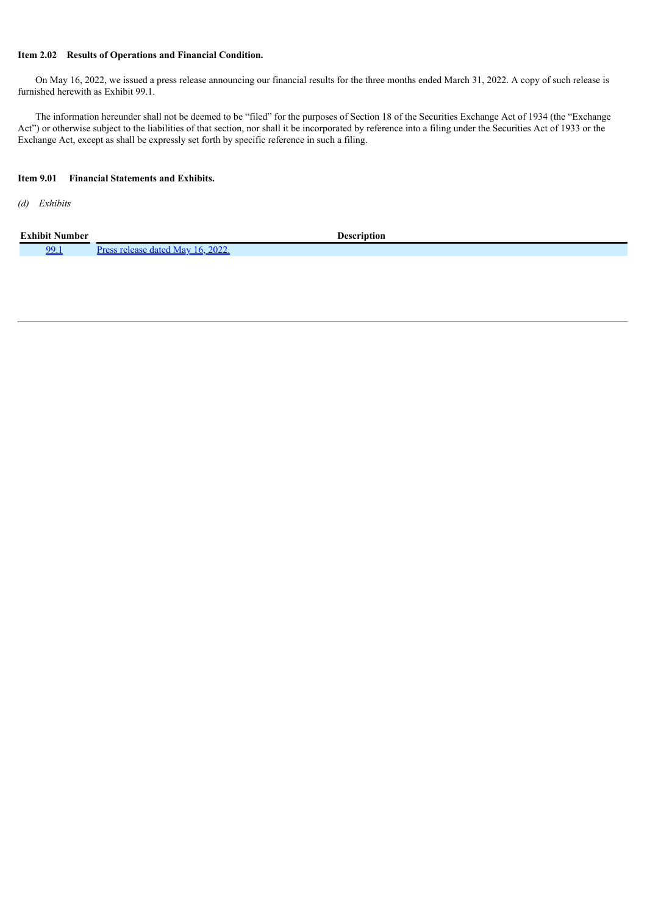**Item 2.02 Results of Operations and Financial Condition.**

On May 16, 2022, we issued a press release announcing our financial results for the three months ended March 31, 2022. A copy of such release is furnished herewith as Exhibit 99.1.

The information hereunder shall not be deemed to be "filed" for the purposes of Section 18 of the Securities Exchange Act of 1934 (the "Exchange Act") or otherwise subject to the liabilities of that section, nor shall it be incorporated by reference into a filing under the Securities Act of 1933 or the Exchange Act, except as shall be expressly set forth by specific reference in such a filing.

**Item 9.01 Financial Statements and Exhibits.**

*(d) Exhibits*

| Exhibit Number | Description |
| --- | --- |
| 99.1 | Press release dated May 16, 2022. |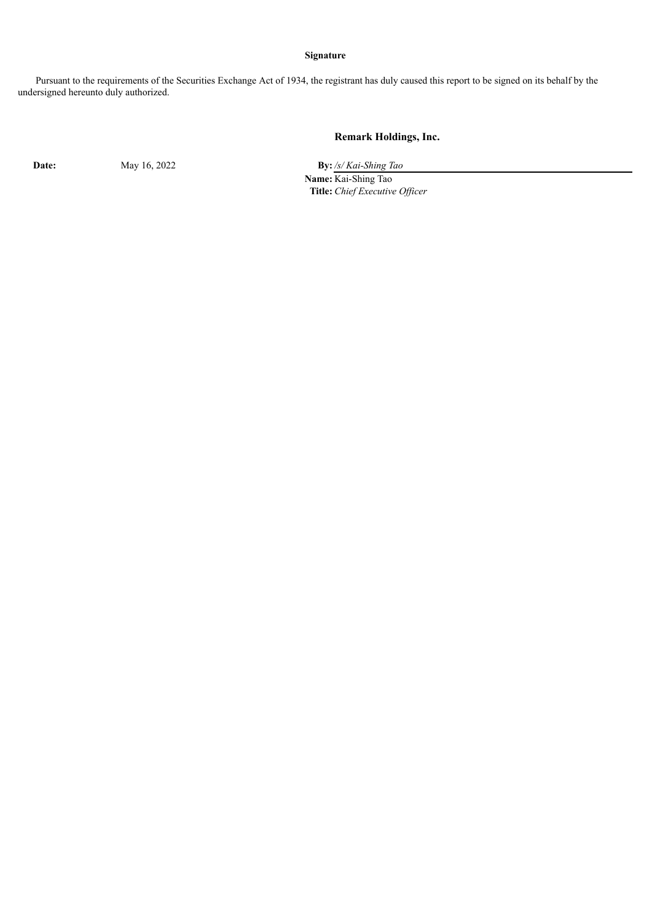**Signature**

Pursuant to the requirements of the Securities Exchange Act of 1934, the registrant has duly caused this report to be signed on its behalf by the undersigned hereunto duly authorized.

**Remark Holdings, Inc.**

| | | | |
|---|---|---|---|
| **Date:** | May 16, 2022 | **By:** | */s/ Kai-Shing Tao* |
| | | **Name:** | Kai-Shing Tao |
| | | **Title:** | *Chief Executive Officer* |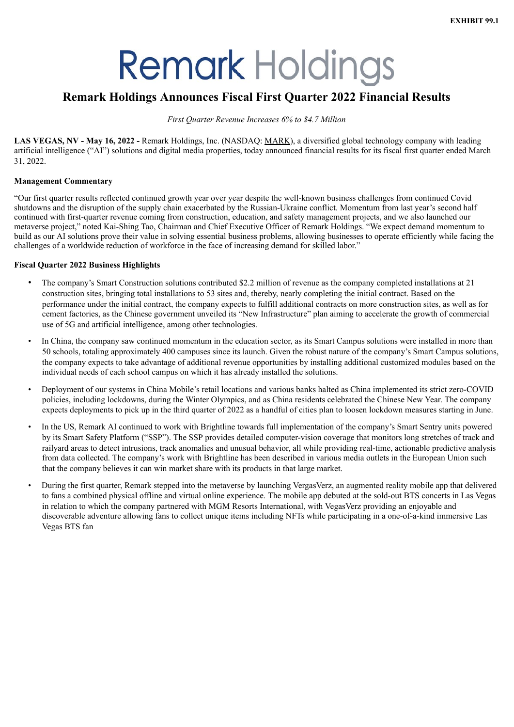**EXHIBIT 99.1**

# Remark Holdings

## Remark Holdings Announces Fiscal First Quarter 2022 Financial Results

*First Quarter Revenue Increases 6% to $4.7 Million*

**LAS VEGAS, NV - May 16, 2022 -** Remark Holdings, Inc. (NASDAQ: MARK), a diversified global technology company with leading artificial intelligence ("AI") solutions and digital media properties, today announced financial results for its fiscal first quarter ended March 31, 2022.

**Management Commentary**

"Our first quarter results reflected continued growth year over year despite the well-known business challenges from continued Covid shutdowns and the disruption of the supply chain exacerbated by the Russian-Ukraine conflict. Momentum from last year's second half continued with first-quarter revenue coming from construction, education, and safety management projects, and we also launched our metaverse project," noted Kai-Shing Tao, Chairman and Chief Executive Officer of Remark Holdings. "We expect demand momentum to build as our AI solutions prove their value in solving essential business problems, allowing businesses to operate efficiently while facing the challenges of a worldwide reduction of workforce in the face of increasing demand for skilled labor."

**Fiscal Quarter 2022 Business Highlights**

- The company's Smart Construction solutions contributed $2.2 million of revenue as the company completed installations at 21 construction sites, bringing total installations to 53 sites and, thereby, nearly completing the initial contract. Based on the performance under the initial contract, the company expects to fulfill additional contracts on more construction sites, as well as for cement factories, as the Chinese government unveiled its "New Infrastructure" plan aiming to accelerate the growth of commercial use of 5G and artificial intelligence, among other technologies.
- In China, the company saw continued momentum in the education sector, as its Smart Campus solutions were installed in more than 50 schools, totaling approximately 400 campuses since its launch. Given the robust nature of the company's Smart Campus solutions, the company expects to take advantage of additional revenue opportunities by installing additional customized modules based on the individual needs of each school campus on which it has already installed the solutions.
- Deployment of our systems in China Mobile's retail locations and various banks halted as China implemented its strict zero-COVID policies, including lockdowns, during the Winter Olympics, and as China residents celebrated the Chinese New Year. The company expects deployments to pick up in the third quarter of 2022 as a handful of cities plan to loosen lockdown measures starting in June.
- In the US, Remark AI continued to work with Brightline towards full implementation of the company's Smart Sentry units powered by its Smart Safety Platform ("SSP"). The SSP provides detailed computer-vision coverage that monitors long stretches of track and railyard areas to detect intrusions, track anomalies and unusual behavior, all while providing real-time, actionable predictive analysis from data collected. The company's work with Brightline has been described in various media outlets in the European Union such that the company believes it can win market share with its products in that large market.
- During the first quarter, Remark stepped into the metaverse by launching VergasVerz, an augmented reality mobile app that delivered to fans a combined physical offline and virtual online experience. The mobile app debuted at the sold-out BTS concerts in Las Vegas in relation to which the company partnered with MGM Resorts International, with VegasVerz providing an enjoyable and discoverable adventure allowing fans to collect unique items including NFTs while participating in a one-of-a-kind immersive Las Vegas BTS fan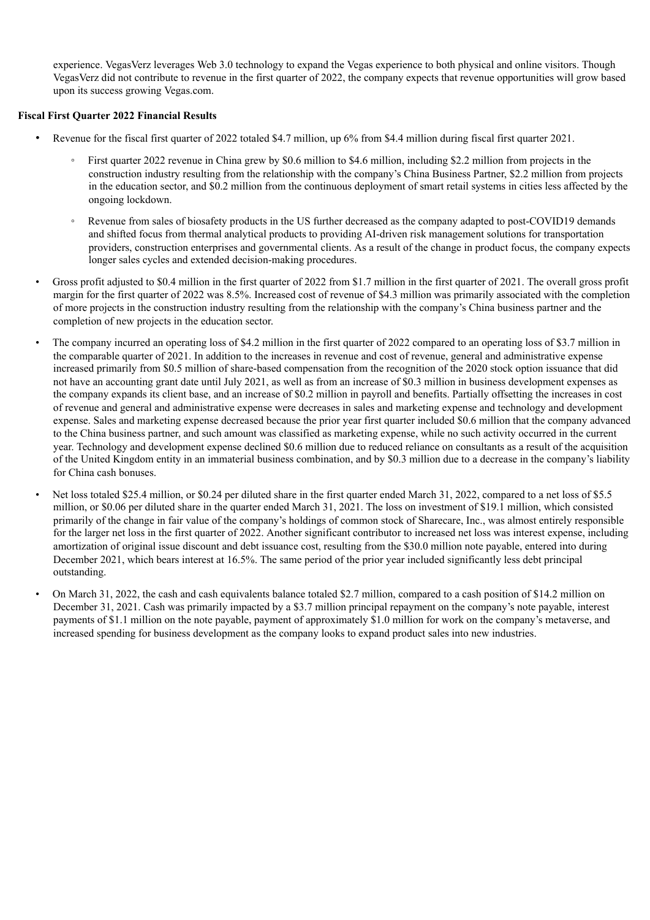experience. VegasVerz leverages Web 3.0 technology to expand the Vegas experience to both physical and online visitors. Though VegasVerz did not contribute to revenue in the first quarter of 2022, the company expects that revenue opportunities will grow based upon its success growing Vegas.com.

**Fiscal First Quarter 2022 Financial Results**

- Revenue for the fiscal first quarter of 2022 totaled $4.7 million, up 6% from $4.4 million during fiscal first quarter 2021.
  - First quarter 2022 revenue in China grew by $0.6 million to $4.6 million, including $2.2 million from projects in the construction industry resulting from the relationship with the company's China Business Partner, $2.2 million from projects in the education sector, and $0.2 million from the continuous deployment of smart retail systems in cities less affected by the ongoing lockdown.
  - Revenue from sales of biosafety products in the US further decreased as the company adapted to post-COVID19 demands and shifted focus from thermal analytical products to providing AI-driven risk management solutions for transportation providers, construction enterprises and governmental clients. As a result of the change in product focus, the company expects longer sales cycles and extended decision-making procedures.
- Gross profit adjusted to $0.4 million in the first quarter of 2022 from $1.7 million in the first quarter of 2021. The overall gross profit margin for the first quarter of 2022 was 8.5%. Increased cost of revenue of $4.3 million was primarily associated with the completion of more projects in the construction industry resulting from the relationship with the company's China business partner and the completion of new projects in the education sector.
- The company incurred an operating loss of $4.2 million in the first quarter of 2022 compared to an operating loss of $3.7 million in the comparable quarter of 2021. In addition to the increases in revenue and cost of revenue, general and administrative expense increased primarily from $0.5 million of share-based compensation from the recognition of the 2020 stock option issuance that did not have an accounting grant date until July 2021, as well as from an increase of $0.3 million in business development expenses as the company expands its client base, and an increase of $0.2 million in payroll and benefits. Partially offsetting the increases in cost of revenue and general and administrative expense were decreases in sales and marketing expense and technology and development expense. Sales and marketing expense decreased because the prior year first quarter included $0.6 million that the company advanced to the China business partner, and such amount was classified as marketing expense, while no such activity occurred in the current year. Technology and development expense declined $0.6 million due to reduced reliance on consultants as a result of the acquisition of the United Kingdom entity in an immaterial business combination, and by $0.3 million due to a decrease in the company's liability for China cash bonuses.
- Net loss totaled $25.4 million, or $0.24 per diluted share in the first quarter ended March 31, 2022, compared to a net loss of $5.5 million, or $0.06 per diluted share in the quarter ended March 31, 2021. The loss on investment of $19.1 million, which consisted primarily of the change in fair value of the company's holdings of common stock of Sharecare, Inc., was almost entirely responsible for the larger net loss in the first quarter of 2022. Another significant contributor to increased net loss was interest expense, including amortization of original issue discount and debt issuance cost, resulting from the $30.0 million note payable, entered into during December 2021, which bears interest at 16.5%. The same period of the prior year included significantly less debt principal outstanding.
- On March 31, 2022, the cash and cash equivalents balance totaled $2.7 million, compared to a cash position of $14.2 million on December 31, 2021. Cash was primarily impacted by a $3.7 million principal repayment on the company's note payable, interest payments of $1.1 million on the note payable, payment of approximately $1.0 million for work on the company's metaverse, and increased spending for business development as the company looks to expand product sales into new industries.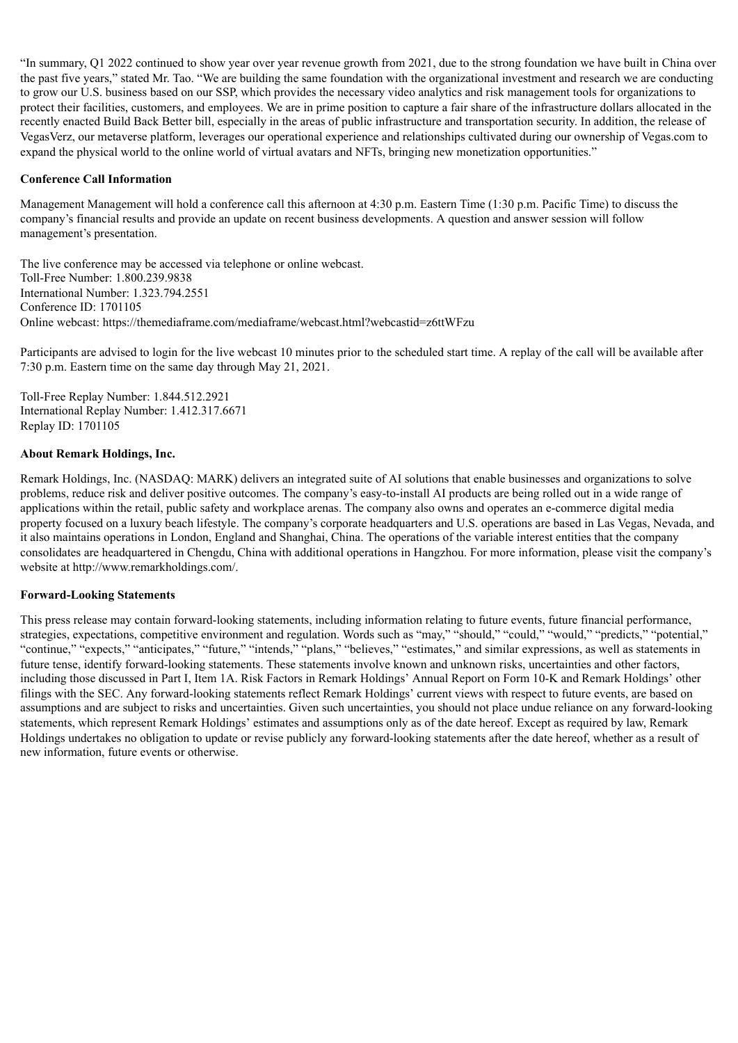"In summary, Q1 2022 continued to show year over year revenue growth from 2021, due to the strong foundation we have built in China over the past five years," stated Mr. Tao. "We are building the same foundation with the organizational investment and research we are conducting to grow our U.S. business based on our SSP, which provides the necessary video analytics and risk management tools for organizations to protect their facilities, customers, and employees. We are in prime position to capture a fair share of the infrastructure dollars allocated in the recently enacted Build Back Better bill, especially in the areas of public infrastructure and transportation security. In addition, the release of VegasVerz, our metaverse platform, leverages our operational experience and relationships cultivated during our ownership of Vegas.com to expand the physical world to the online world of virtual avatars and NFTs, bringing new monetization opportunities."

**Conference Call Information**

Management Management will hold a conference call this afternoon at 4:30 p.m. Eastern Time (1:30 p.m. Pacific Time) to discuss the company's financial results and provide an update on recent business developments. A question and answer session will follow management's presentation.

The live conference may be accessed via telephone or online webcast.
Toll-Free Number: 1.800.239.9838
International Number: 1.323.794.2551
Conference ID: 1701105
Online webcast: https://themediaframe.com/mediaframe/webcast.html?webcastid=z6ttWFzu

Participants are advised to login for the live webcast 10 minutes prior to the scheduled start time. A replay of the call will be available after 7:30 p.m. Eastern time on the same day through May 21, 2021.

Toll-Free Replay Number: 1.844.512.2921
International Replay Number: 1.412.317.6671
Replay ID: 1701105

**About Remark Holdings, Inc.**

Remark Holdings, Inc. (NASDAQ: MARK) delivers an integrated suite of AI solutions that enable businesses and organizations to solve problems, reduce risk and deliver positive outcomes. The company's easy-to-install AI products are being rolled out in a wide range of applications within the retail, public safety and workplace arenas. The company also owns and operates an e-commerce digital media property focused on a luxury beach lifestyle. The company's corporate headquarters and U.S. operations are based in Las Vegas, Nevada, and it also maintains operations in London, England and Shanghai, China. The operations of the variable interest entities that the company consolidates are headquartered in Chengdu, China with additional operations in Hangzhou. For more information, please visit the company's website at http://www.remarkholdings.com/.

**Forward-Looking Statements**

This press release may contain forward-looking statements, including information relating to future events, future financial performance, strategies, expectations, competitive environment and regulation. Words such as "may," "should," "could," "would," "predicts," "potential," "continue," "expects," "anticipates," "future," "intends," "plans," "believes," "estimates," and similar expressions, as well as statements in future tense, identify forward-looking statements. These statements involve known and unknown risks, uncertainties and other factors, including those discussed in Part I, Item 1A. Risk Factors in Remark Holdings' Annual Report on Form 10-K and Remark Holdings' other filings with the SEC. Any forward-looking statements reflect Remark Holdings' current views with respect to future events, are based on assumptions and are subject to risks and uncertainties. Given such uncertainties, you should not place undue reliance on any forward-looking statements, which represent Remark Holdings' estimates and assumptions only as of the date hereof. Except as required by law, Remark Holdings undertakes no obligation to update or revise publicly any forward-looking statements after the date hereof, whether as a result of new information, future events or otherwise.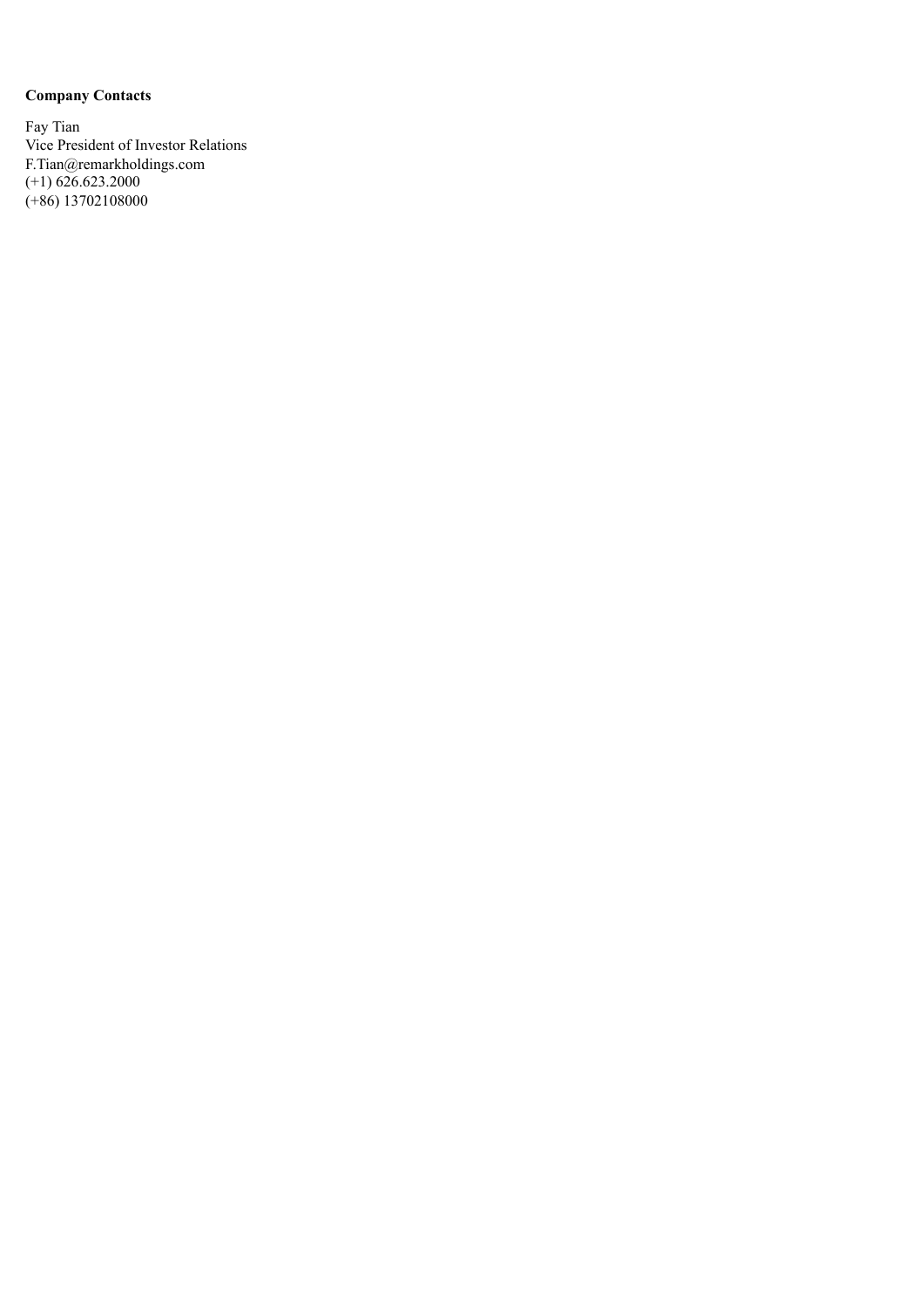**Company Contacts**

Fay Tian  
Vice President of Investor Relations  
F.Tian@remarkholdings.com  
(+1) 626.623.2000  
(+86) 13702108000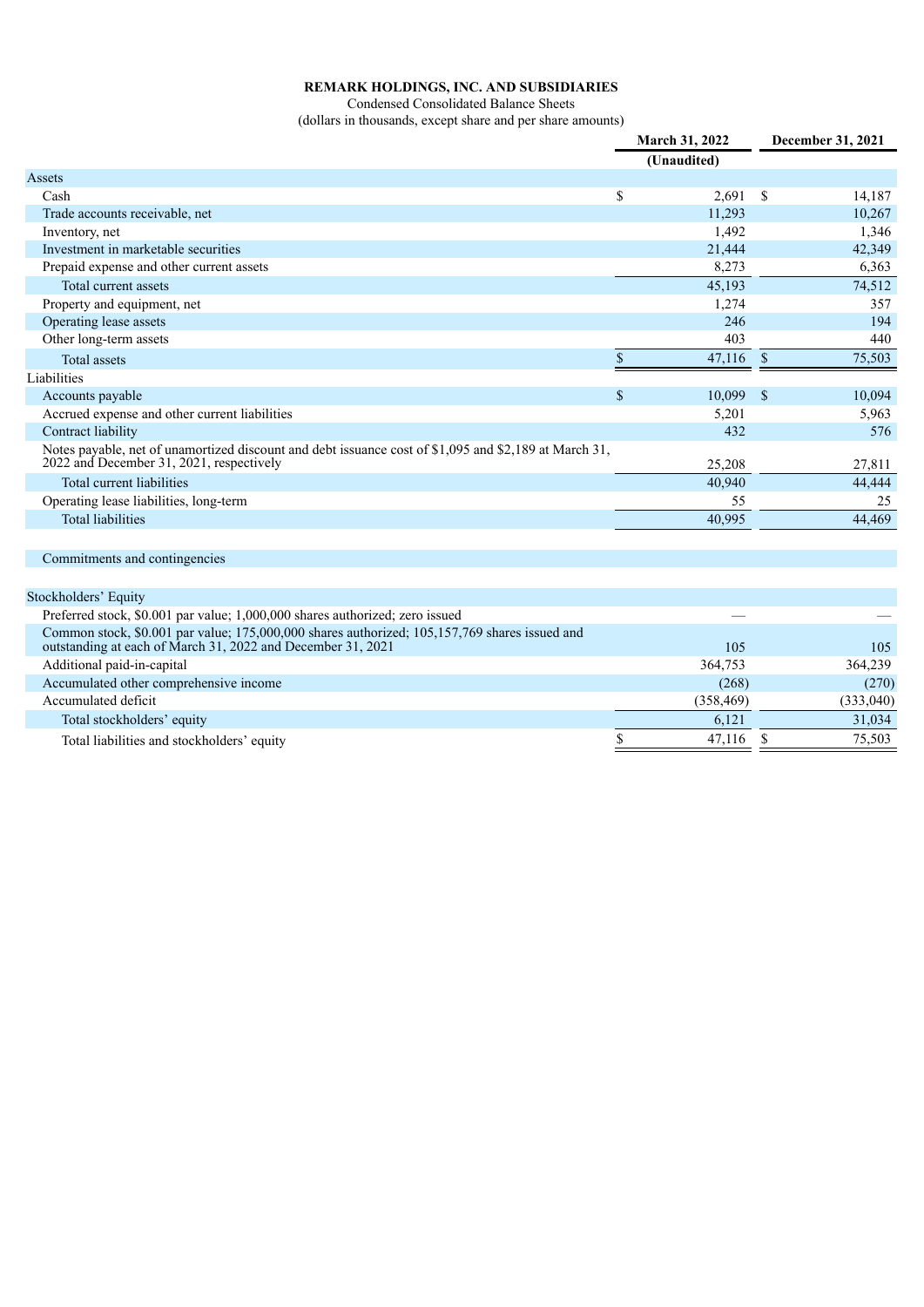**REMARK HOLDINGS, INC. AND SUBSIDIARIES**

Condensed Consolidated Balance Sheets

(dollars in thousands, except share and per share amounts)

| | March 31, 2022 | December 31, 2021 |
|---|---|---|
| | (Unaudited) | |
| **Assets** | | |
| Cash | $ 2,691 | $ 14,187 |
| Trade accounts receivable, net | 11,293 | 10,267 |
| Inventory, net | 1,492 | 1,346 |
| Investment in marketable securities | 21,444 | 42,349 |
| Prepaid expense and other current assets | 8,273 | 6,363 |
| Total current assets | 45,193 | 74,512 |
| Property and equipment, net | 1,274 | 357 |
| Operating lease assets | 246 | 194 |
| Other long-term assets | 403 | 440 |
| Total assets | $ 47,116 | $ 75,503 |
| **Liabilities** | | |
| Accounts payable | $ 10,099 | $ 10,094 |
| Accrued expense and other current liabilities | 5,201 | 5,963 |
| Contract liability | 432 | 576 |
| Notes payable, net of unamortized discount and debt issuance cost of $1,095 and $2,189 at March 31, 2022 and December 31, 2021, respectively | 25,208 | 27,811 |
| Total current liabilities | 40,940 | 44,444 |
| Operating lease liabilities, long-term | 55 | 25 |
| Total liabilities | 40,995 | 44,469 |
| | | |
| Commitments and contingencies | | |
| | | |
| **Stockholders' Equity** | | |
| Preferred stock, $0.001 par value; 1,000,000 shares authorized; zero issued | — | — |
| Common stock, $0.001 par value; 175,000,000 shares authorized; 105,157,769 shares issued and outstanding at each of March 31, 2022 and December 31, 2021 | 105 | 105 |
| Additional paid-in-capital | 364,753 | 364,239 |
| Accumulated other comprehensive income | (268) | (270) |
| Accumulated deficit | (358,469) | (333,040) |
| Total stockholders' equity | 6,121 | 31,034 |
| Total liabilities and stockholders' equity | $ 47,116 | $ 75,503 |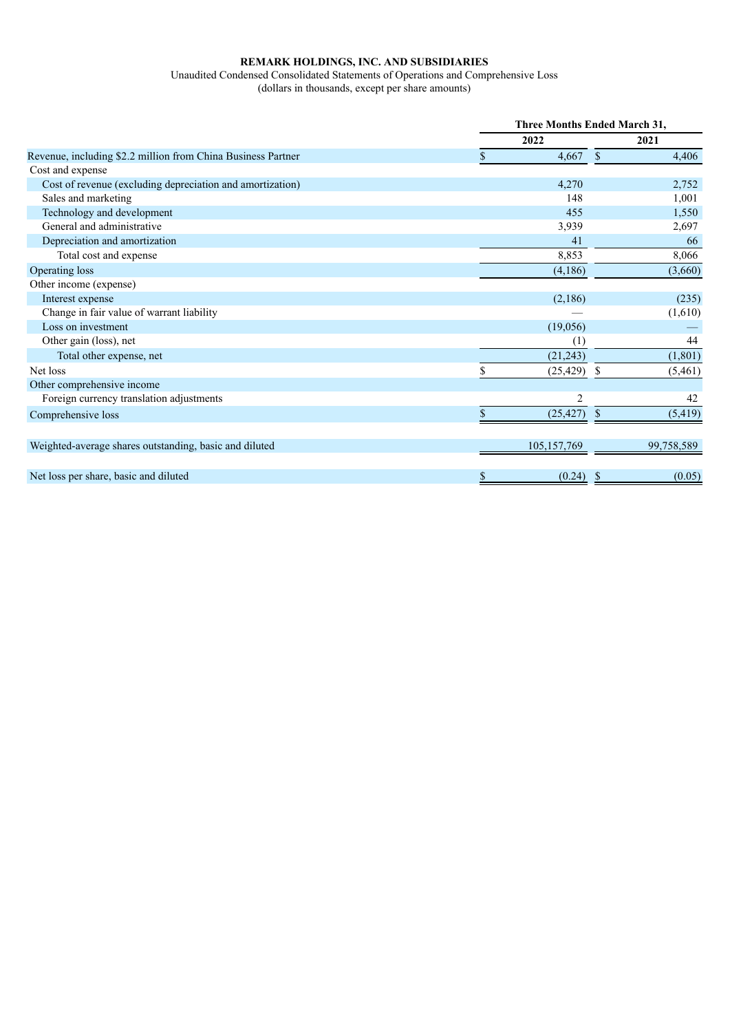**REMARK HOLDINGS, INC. AND SUBSIDIARIES**

Unaudited Condensed Consolidated Statements of Operations and Comprehensive Loss

(dollars in thousands, except per share amounts)

| | Three Months Ended March 31, | |
|---|---|---|
| | 2022 | 2021 |
| Revenue, including $2.2 million from China Business Partner | $ 4,667 | $ 4,406 |
| Cost and expense | | |
| Cost of revenue (excluding depreciation and amortization) | 4,270 | 2,752 |
| Sales and marketing | 148 | 1,001 |
| Technology and development | 455 | 1,550 |
| General and administrative | 3,939 | 2,697 |
| Depreciation and amortization | 41 | 66 |
| Total cost and expense | 8,853 | 8,066 |
| Operating loss | (4,186) | (3,660) |
| Other income (expense) | | |
| Interest expense | (2,186) | (235) |
| Change in fair value of warrant liability | — | (1,610) |
| Loss on investment | (19,056) | — |
| Other gain (loss), net | (1) | 44 |
| Total other expense, net | (21,243) | (1,801) |
| Net loss | $ (25,429) | $ (5,461) |
| Other comprehensive income | | |
| Foreign currency translation adjustments | 2 | 42 |
| Comprehensive loss | $ (25,427) | $ (5,419) |
| | | |
| Weighted-average shares outstanding, basic and diluted | 105,157,769 | 99,758,589 |
| | | |
| Net loss per share, basic and diluted | $ (0.24) | $ (0.05) |